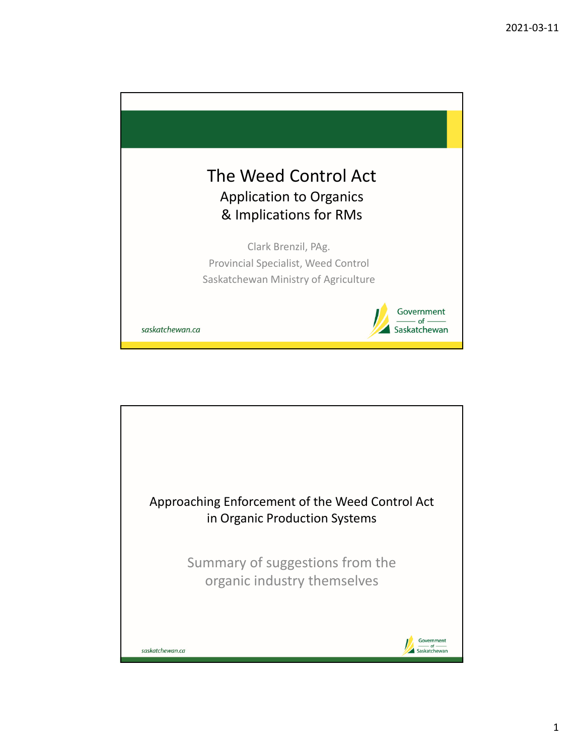# The Weed Control Act

## Application to Organics & Implications for RMs

Clark Brenzil, PAg.
Provincial Specialist, Weed Control
Saskatchewan Ministry of Agriculture

saskatchewan.ca

Government of Saskatchewan

---

## Approaching Enforcement of the Weed Control Act in Organic Production Systems

Summary of suggestions from the organic industry themselves

saskatchewan.ca

Government of Saskatchewan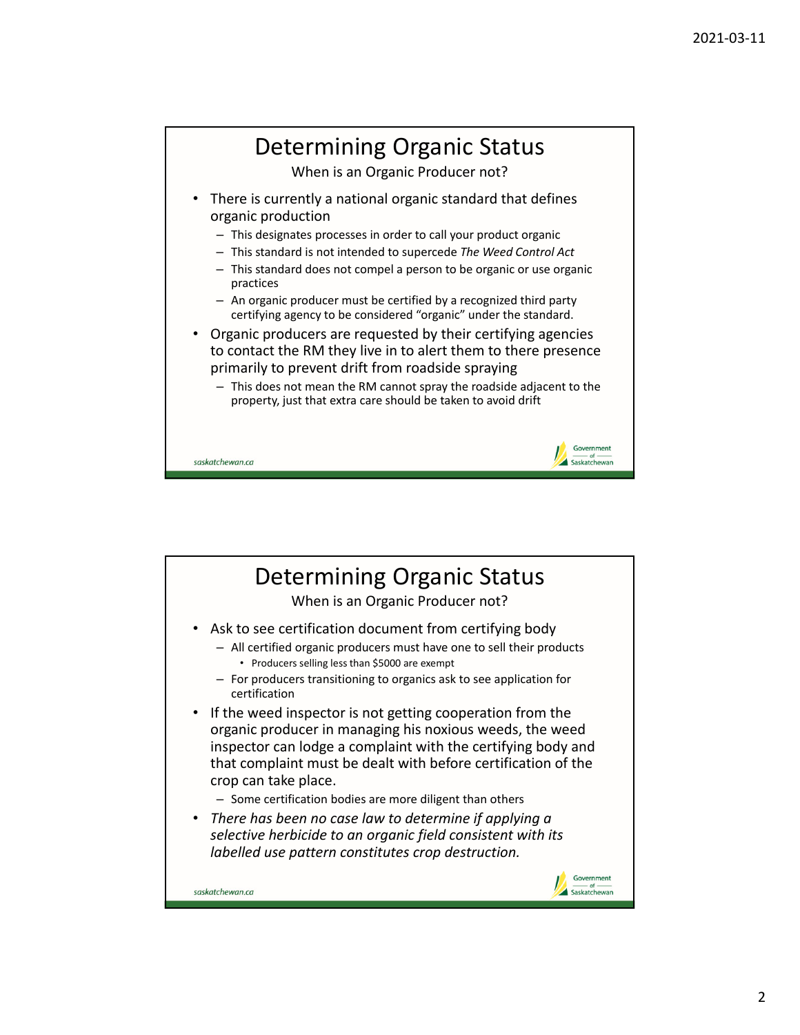# Determining Organic Status

When is an Organic Producer not?

- There is currently a national organic standard that defines organic production
  - This designates processes in order to call your product organic
  - This standard is not intended to supercede *The Weed Control Act*
  - This standard does not compel a person to be organic or use organic practices
  - An organic producer must be certified by a recognized third party certifying agency to be considered "organic" under the standard.
- Organic producers are requested by their certifying agencies to contact the RM they live in to alert them to there presence primarily to prevent drift from roadside spraying
  - This does not mean the RM cannot spray the roadside adjacent to the property, just that extra care should be taken to avoid drift

# Determining Organic Status

When is an Organic Producer not?

- Ask to see certification document from certifying body
  - All certified organic producers must have one to sell their products
    - Producers selling less than $5000 are exempt
  - For producers transitioning to organics ask to see application for certification
- If the weed inspector is not getting cooperation from the organic producer in managing his noxious weeds, the weed inspector can lodge a complaint with the certifying body and that complaint must be dealt with before certification of the crop can take place.
  - Some certification bodies are more diligent than others
- *There has been no case law to determine if applying a selective herbicide to an organic field consistent with its labelled use pattern constitutes crop destruction.*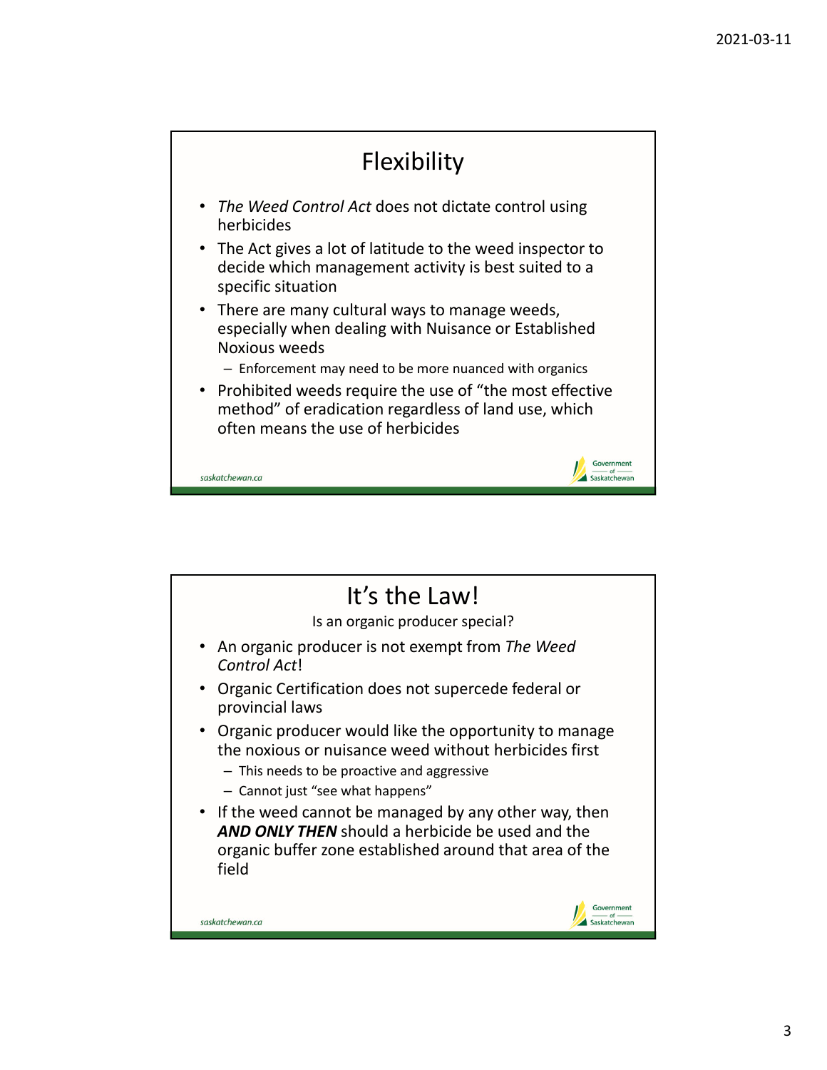## Flexibility

- *The Weed Control Act* does not dictate control using herbicides
- The Act gives a lot of latitude to the weed inspector to decide which management activity is best suited to a specific situation
- There are many cultural ways to manage weeds, especially when dealing with Nuisance or Established Noxious weeds
  - Enforcement may need to be more nuanced with organics
- Prohibited weeds require the use of "the most effective method" of eradication regardless of land use, which often means the use of herbicides

## It's the Law!

Is an organic producer special?

- An organic producer is not exempt from *The Weed Control Act*!
- Organic Certification does not supercede federal or provincial laws
- Organic producer would like the opportunity to manage the noxious or nuisance weed without herbicides first
  - This needs to be proactive and aggressive
  - Cannot just "see what happens"
- If the weed cannot be managed by any other way, then ***AND ONLY THEN*** should a herbicide be used and the organic buffer zone established around that area of the field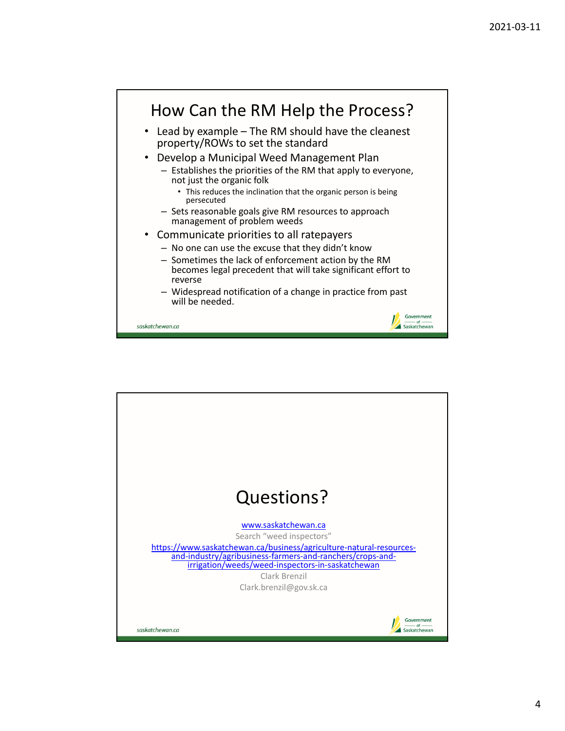# How Can the RM Help the Process?

- Lead by example – The RM should have the cleanest property/ROWs to set the standard
- Develop a Municipal Weed Management Plan
  - Establishes the priorities of the RM that apply to everyone, not just the organic folk
    - This reduces the inclination that the organic person is being persecuted
  - Sets reasonable goals give RM resources to approach management of problem weeds
- Communicate priorities to all ratepayers
  - No one can use the excuse that they didn't know
  - Sometimes the lack of enforcement action by the RM becomes legal precedent that will take significant effort to reverse
  - Widespread notification of a change in practice from past will be needed.

# Questions?

www.saskatchewan.ca

Search "weed inspectors"

https://www.saskatchewan.ca/business/agriculture-natural-resources-and-industry/agribusiness-farmers-and-ranchers/crops-and-irrigation/weeds/weed-inspectors-in-saskatchewan

Clark Brenzil

Clark.brenzil@gov.sk.ca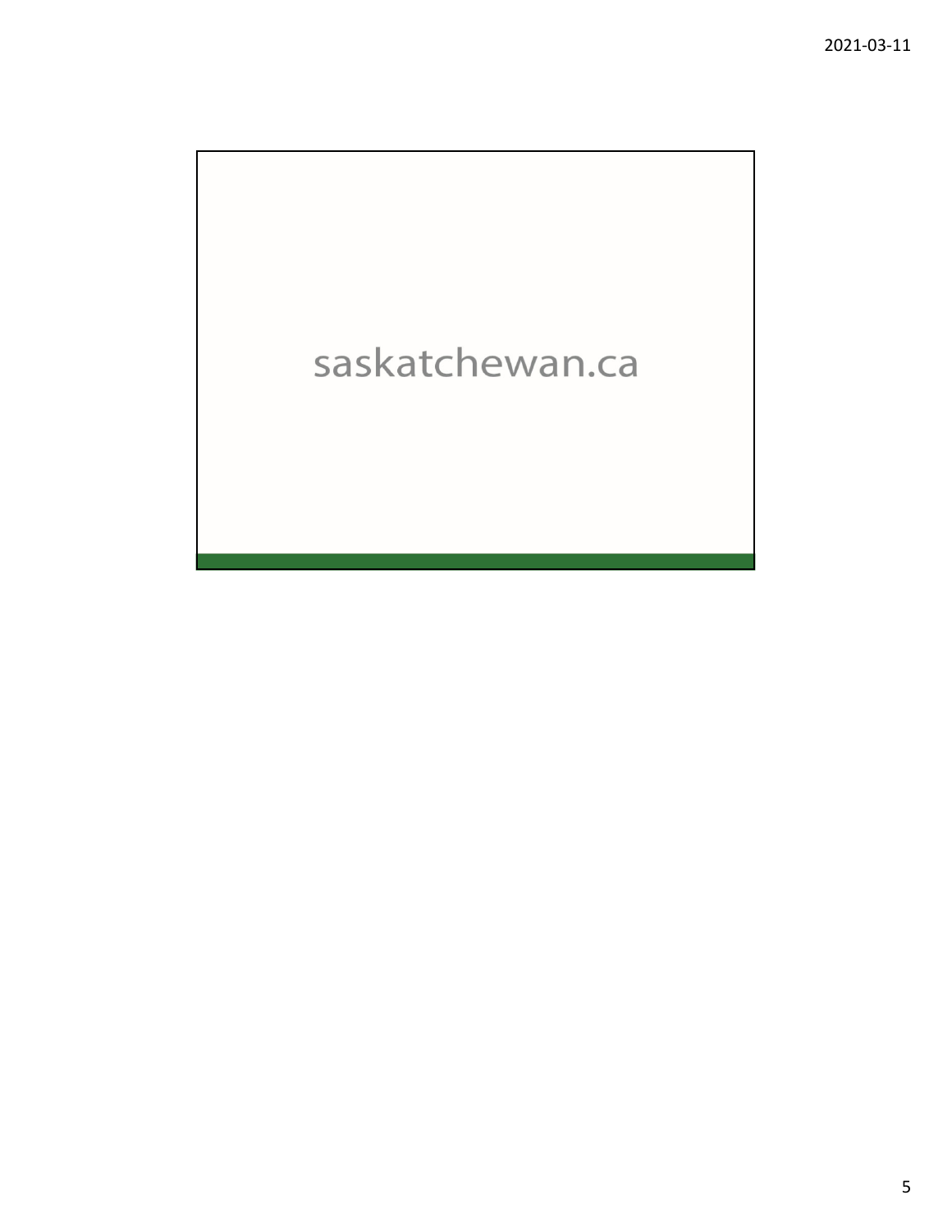saskatchewan.ca